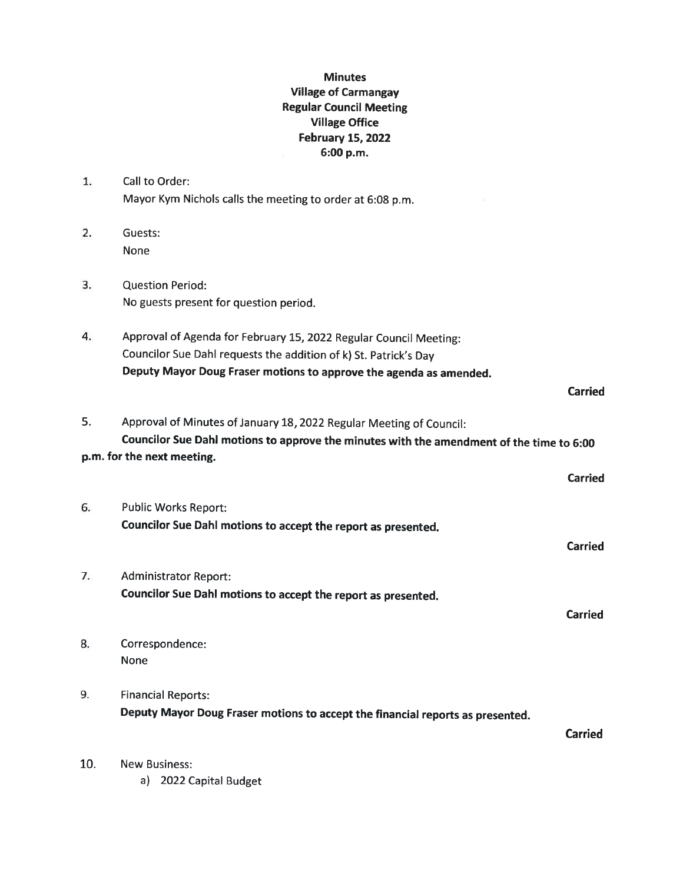# Minutes
## Village of Carmangay
## Regular Council Meeting
## Village Office
## February 15, 2022
## 6:00 p.m.

1. Call to Order:
   Mayor Kym Nichols calls the meeting to order at 6:08 p.m.

2. Guests:
   None

3. Question Period:
   No guests present for question period.

4. Approval of Agenda for February 15, 2022 Regular Council Meeting:
   Councilor Sue Dahl requests the addition of k) St. Patrick's Day
   **Deputy Mayor Doug Fraser motions to approve the agenda as amended.**

   **Carried**

5. Approval of Minutes of January 18, 2022 Regular Meeting of Council:
   **Councilor Sue Dahl motions to approve the minutes with the amendment of the time to 6:00 p.m. for the next meeting.**

   **Carried**

6. Public Works Report:
   **Councilor Sue Dahl motions to accept the report as presented.**

   **Carried**

7. Administrator Report:
   **Councilor Sue Dahl motions to accept the report as presented.**

   **Carried**

8. Correspondence:
   None

9. Financial Reports:
   **Deputy Mayor Doug Fraser motions to accept the financial reports as presented.**

   **Carried**

10. New Business:
    a) 2022 Capital Budget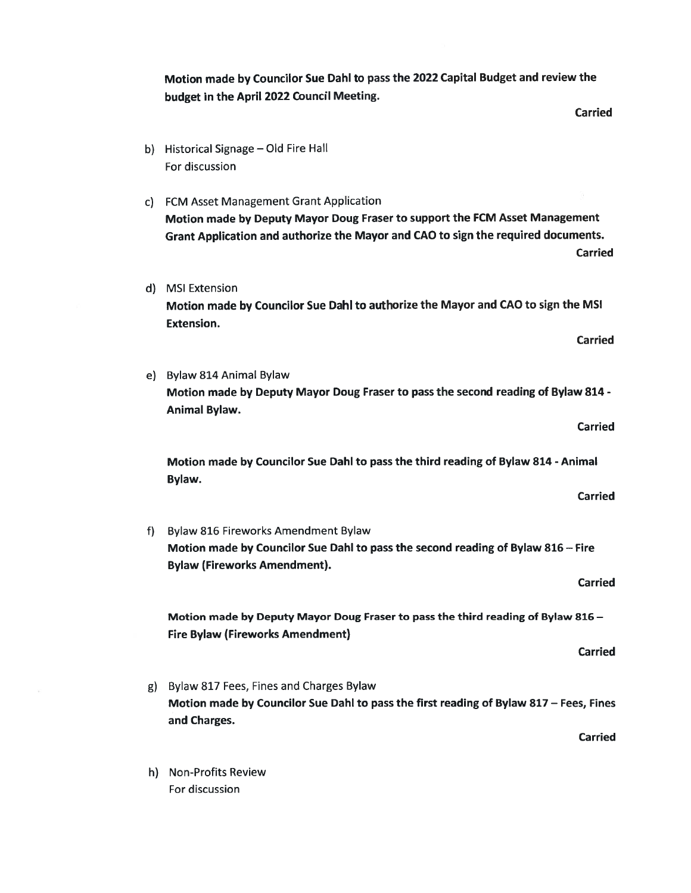**Motion made by Councilor Sue Dahl to pass the 2022 Capital Budget and review the budget in the April 2022 Council Meeting.**

**Carried**

b) Historical Signage – Old Fire Hall
For discussion

c) FCM Asset Management Grant Application
**Motion made by Deputy Mayor Doug Fraser to support the FCM Asset Management Grant Application and authorize the Mayor and CAO to sign the required documents.**

**Carried**

d) MSI Extension
**Motion made by Councilor Sue Dahl to authorize the Mayor and CAO to sign the MSI Extension.**

**Carried**

e) Bylaw 814 Animal Bylaw
**Motion made by Deputy Mayor Doug Fraser to pass the second reading of Bylaw 814 - Animal Bylaw.**

**Carried**

**Motion made by Councilor Sue Dahl to pass the third reading of Bylaw 814 - Animal Bylaw.**

**Carried**

f) Bylaw 816 Fireworks Amendment Bylaw
**Motion made by Councilor Sue Dahl to pass the second reading of Bylaw 816 – Fire Bylaw (Fireworks Amendment).**

**Carried**

**Motion made by Deputy Mayor Doug Fraser to pass the third reading of Bylaw 816 – Fire Bylaw (Fireworks Amendment)**

**Carried**

g) Bylaw 817 Fees, Fines and Charges Bylaw
**Motion made by Councilor Sue Dahl to pass the first reading of Bylaw 817 – Fees, Fines and Charges.**

**Carried**

h) Non-Profits Review
For discussion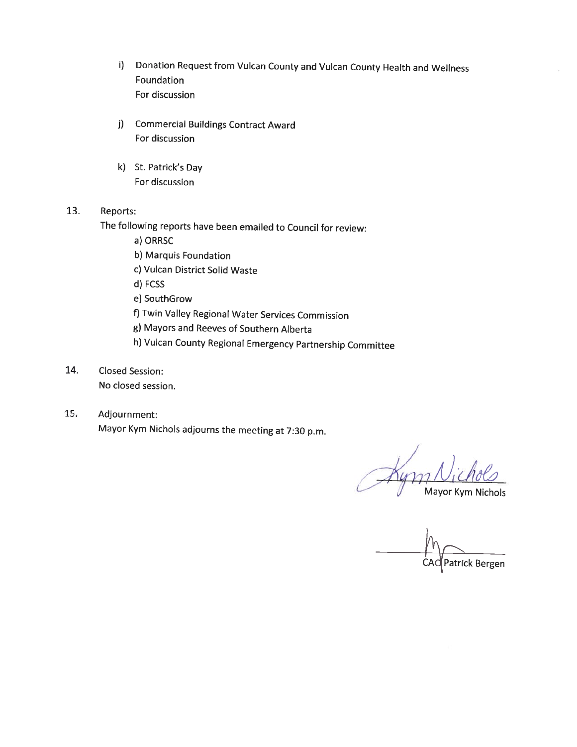i) Donation Request from Vulcan County and Vulcan County Health and Wellness Foundation
For discussion

j) Commercial Buildings Contract Award
For discussion

k) St. Patrick's Day
For discussion

13. Reports:
The following reports have been emailed to Council for review:
a) ORRSC
b) Marquis Foundation
c) Vulcan District Solid Waste
d) FCSS
e) SouthGrow
f) Twin Valley Regional Water Services Commission
g) Mayors and Reeves of Southern Alberta
h) Vulcan County Regional Emergency Partnership Committee

14. Closed Session:
No closed session.

15. Adjournment:
Mayor Kym Nichols adjourns the meeting at 7:30 p.m.

Mayor Kym Nichols

CAO Patrick Bergen